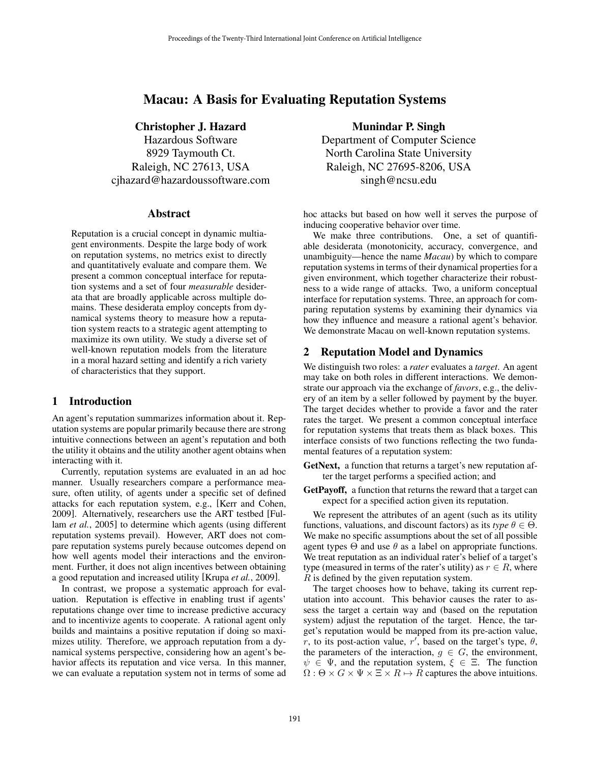# Macau: A Basis for Evaluating Reputation Systems

**Christopher J. Hazard**
Hazardous Software
8929 Taymouth Ct.
Raleigh, NC 27613, USA
cjhazard@hazardoussoftware.com

**Munindar P. Singh**
Department of Computer Science
North Carolina State University
Raleigh, NC 27695-8206, USA
singh@ncsu.edu

## Abstract

Reputation is a crucial concept in dynamic multiagent environments. Despite the large body of work on reputation systems, no metrics exist to directly and quantitatively evaluate and compare them. We present a common conceptual interface for reputation systems and a set of four *measurable* desiderata that are broadly applicable across multiple domains. These desiderata employ concepts from dynamical systems theory to measure how a reputation system reacts to a strategic agent attempting to maximize its own utility. We study a diverse set of well-known reputation models from the literature in a moral hazard setting and identify a rich variety of characteristics that they support.

## 1 Introduction

An agent's reputation summarizes information about it. Reputation systems are popular primarily because there are strong intuitive connections between an agent's reputation and both the utility it obtains and the utility another agent obtains when interacting with it.

Currently, reputation systems are evaluated in an ad hoc manner. Usually researchers compare a performance measure, often utility, of agents under a specific set of defined attacks for each reputation system, e.g., [Kerr and Cohen, 2009]. Alternatively, researchers use the ART testbed [Fullam *et al.*, 2005] to determine which agents (using different reputation systems prevail). However, ART does not compare reputation systems purely because outcomes depend on how well agents model their interactions and the environment. Further, it does not align incentives between obtaining a good reputation and increased utility [Krupa *et al.*, 2009].

In contrast, we propose a systematic approach for evaluation. Reputation is effective in enabling trust if agents' reputations change over time to increase predictive accuracy and to incentivize agents to cooperate. A rational agent only builds and maintains a positive reputation if doing so maximizes utility. Therefore, we approach reputation from a dynamical systems perspective, considering how an agent's behavior affects its reputation and vice versa. In this manner, we can evaluate a reputation system not in terms of some ad hoc attacks but based on how well it serves the purpose of inducing cooperative behavior over time.

We make three contributions. One, a set of quantifiable desiderata (monotonicity, accuracy, convergence, and unambiguity—hence the name *Macau*) by which to compare reputation systems in terms of their dynamical properties for a given environment, which together characterize their robustness to a wide range of attacks. Two, a uniform conceptual interface for reputation systems. Three, an approach for comparing reputation systems by examining their dynamics via how they influence and measure a rational agent's behavior. We demonstrate Macau on well-known reputation systems.

## 2 Reputation Model and Dynamics

We distinguish two roles: a *rater* evaluates a *target*. An agent may take on both roles in different interactions. We demonstrate our approach via the exchange of *favors*, e.g., the delivery of an item by a seller followed by payment by the buyer. The target decides whether to provide a favor and the rater rates the target. We present a common conceptual interface for reputation systems that treats them as black boxes. This interface consists of two functions reflecting the two fundamental features of a reputation system:

**GetNext,** a function that returns a target's new reputation after the target performs a specified action; and

**GetPayoff,** a function that returns the reward that a target can expect for a specified action given its reputation.

We represent the attributes of an agent (such as its utility functions, valuations, and discount factors) as its *type* $\theta \in \Theta$. We make no specific assumptions about the set of all possible agent types $\Theta$ and use $\theta$ as a label on appropriate functions. We treat reputation as an individual rater's belief of a target's type (measured in terms of the rater's utility) as $r \in R$, where $R$ is defined by the given reputation system.

The target chooses how to behave, taking its current reputation into account. This behavior causes the rater to assess the target a certain way and (based on the reputation system) adjust the reputation of the target. Hence, the target's reputation would be mapped from its pre-action value, $r$, to its post-action value, $r'$, based on the target's type, $\theta$, the parameters of the interaction, $g \in G$, the environment, $\psi \in \Psi$, and the reputation system, $\xi \in \Xi$. The function $\Omega : \Theta \times G \times \Psi \times \Xi \times R \mapsto R$ captures the above intuitions.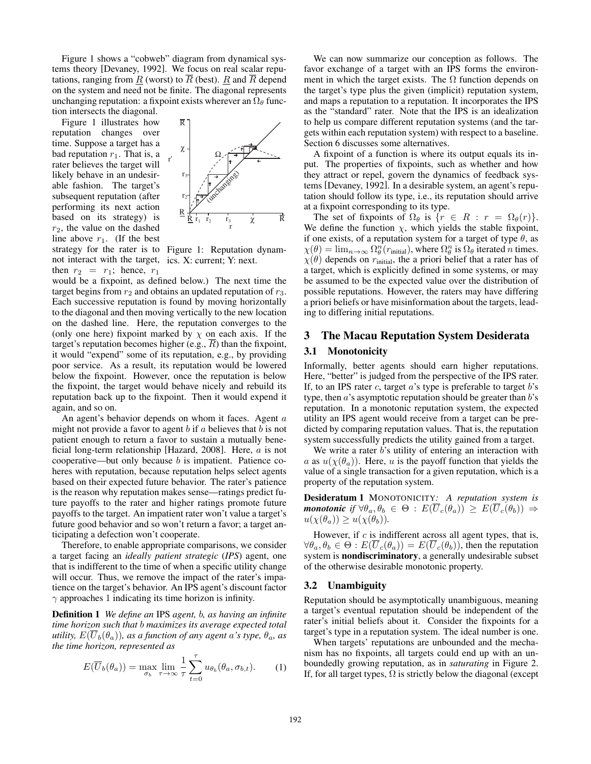Figure 1 shows a "cobweb" diagram from dynamical systems theory [Devaney, 1992]. We focus on real scalar reputations, ranging from $\underline{R}$ (worst) to $\overline{R}$ (best). $\underline{R}$ and $\overline{R}$ depend on the system and need not be finite. The diagonal represents unchanging reputation: a fixpoint exists wherever an $\Omega_\theta$ function intersects the diagonal.

Figure 1 illustrates how reputation changes over time. Suppose a target has a bad reputation $r_1$. That is, a rater believes the target will likely behave in an undesirable fashion. The target's subsequent reputation (after performing its next action based on its strategy) is $r_2$, the value on the dashed line above $r_1$. (If the best strategy for the rater is to not interact with the target, then $r_2 = r_1$; hence, $r_1$ would be a fixpoint, as defined below.) The next time the target begins from $r_2$ and obtains an updated reputation of $r_3$. Each successive reputation is found by moving horizontally to the diagonal and then moving vertically to the new location on the dashed line. Here, the reputation converges to the (only one here) fixpoint marked by $\chi$ on each axis. If the target's reputation becomes higher (e.g., $\overline{R}$) than the fixpoint, it would "expend" some of its reputation, e.g., by providing poor service. As a result, its reputation would be lowered below the fixpoint. However, once the reputation is below the fixpoint, the target would behave nicely and rebuild its reputation back up to the fixpoint. Then it would expend it again, and so on.

Figure 1: Reputation dynamics. X: current; Y: next.

An agent's behavior depends on whom it faces. Agent $a$ might not provide a favor to agent $b$ if $a$ believes that $b$ is not patient enough to return a favor to sustain a mutually beneficial long-term relationship [Hazard, 2008]. Here, $a$ is not cooperative—but only because $b$ is impatient. Patience coheres with reputation, because reputation helps select agents based on their expected future behavior. The rater's patience is the reason why reputation makes sense—ratings predict future payoffs to the rater and higher ratings promote future payoffs to the target. An impatient rater won't value a target's future good behavior and so won't return a favor; a target anticipating a defection won't cooperate.

Therefore, to enable appropriate comparisons, we consider a target facing an *ideally patient strategic* (*IPS*) agent, one that is indifferent to the time of when a specific utility change will occur. Thus, we remove the impact of the rater's impatience on the target's behavior. An IPS agent's discount factor $\gamma$ approaches 1 indicating its time horizon is infinity.

**Definition 1** *We define an* IPS *agent, b, as having an infinite time horizon such that b maximizes its average expected total utility, $E(\overline{U}_b(\theta_a))$, as a function of any agent a's type, $\theta_a$, as the time horizon, represented as*

$$E(\overline{U}_b(\theta_a)) = \max_{\sigma_b} \lim_{\tau \to \infty} \frac{1}{\tau} \sum_{t=0}^{\tau} u_{\theta_b}(\theta_a, \sigma_{b,t}). \qquad (1)$$

We can now summarize our conception as follows. The favor exchange of a target with an IPS forms the environment in which the target exists. The $\Omega$ function depends on the target's type plus the given (implicit) reputation system, and maps a reputation to a reputation. It incorporates the IPS as the "standard" rater. Note that the IPS is an idealization to help us compare different reputation systems (and the targets within each reputation system) with respect to a baseline. Section 6 discusses some alternatives.

A fixpoint of a function is where its output equals its input. The properties of fixpoints, such as whether and how they attract or repel, govern the dynamics of feedback systems [Devaney, 1992]. In a desirable system, an agent's reputation should follow its type, i.e., its reputation should arrive at a fixpoint corresponding to its type.

The set of fixpoints of $\Omega_\theta$ is $\{r \in R : r = \Omega_\theta(r)\}$. We define the function $\chi$, which yields the stable fixpoint, if one exists, of a reputation system for a target of type $\theta$, as $\chi(\theta) = \lim_{n\to\infty} \Omega_\theta^n(r_{\text{initial}})$, where $\Omega_\theta^n$ is $\Omega_\theta$ iterated $n$ times. $\chi(\theta)$ depends on $r_{\text{initial}}$, the a priori belief that a rater has of a target, which is explicitly defined in some systems, or may be assumed to be the expected value over the distribution of possible reputations. However, the raters may have differing a priori beliefs or have misinformation about the targets, leading to differing initial reputations.

## 3 The Macau Reputation System Desiderata

### 3.1 Monotonicity

Informally, better agents should earn higher reputations. Here, "better" is judged from the perspective of the IPS rater. If, to an IPS rater $c$, target $a$'s type is preferable to target $b$'s type, then $a$'s asymptotic reputation should be greater than $b$'s reputation. In a monotonic reputation system, the expected utility an IPS agent would receive from a target can be predicted by comparing reputation values. That is, the reputation system successfully predicts the utility gained from a target.

We write a rater $b$'s utility of entering an interaction with $a$ as $u(\chi(\theta_a))$. Here, $u$ is the payoff function that yields the value of a single transaction for a given reputation, which is a property of the reputation system.

**Desideratum 1** MONOTONICITY*: A reputation system is* ***monotonic*** *if* $\forall \theta_a, \theta_b \in \Theta : E(\overline{U}_c(\theta_a)) \geq E(\overline{U}_c(\theta_b)) \Rightarrow u(\chi(\theta_a)) \geq u(\chi(\theta_b))$.

However, if $c$ is indifferent across all agent types, that is, $\forall \theta_a, \theta_b \in \Theta : E(\overline{U}_c(\theta_a)) = E(\overline{U}_c(\theta_b))$, then the reputation system is **nondiscriminatory**, a generally undesirable subset of the otherwise desirable monotonic property.

### 3.2 Unambiguity

Reputation should be asymptotically unambiguous, meaning a target's eventual reputation should be independent of the rater's initial beliefs about it. Consider the fixpoints for a target's type in a reputation system. The ideal number is one.

When targets' reputations are unbounded and the mechanism has no fixpoints, all targets could end up with an unboundedly growing reputation, as in *saturating* in Figure 2. If, for all target types, $\Omega$ is strictly below the diagonal (except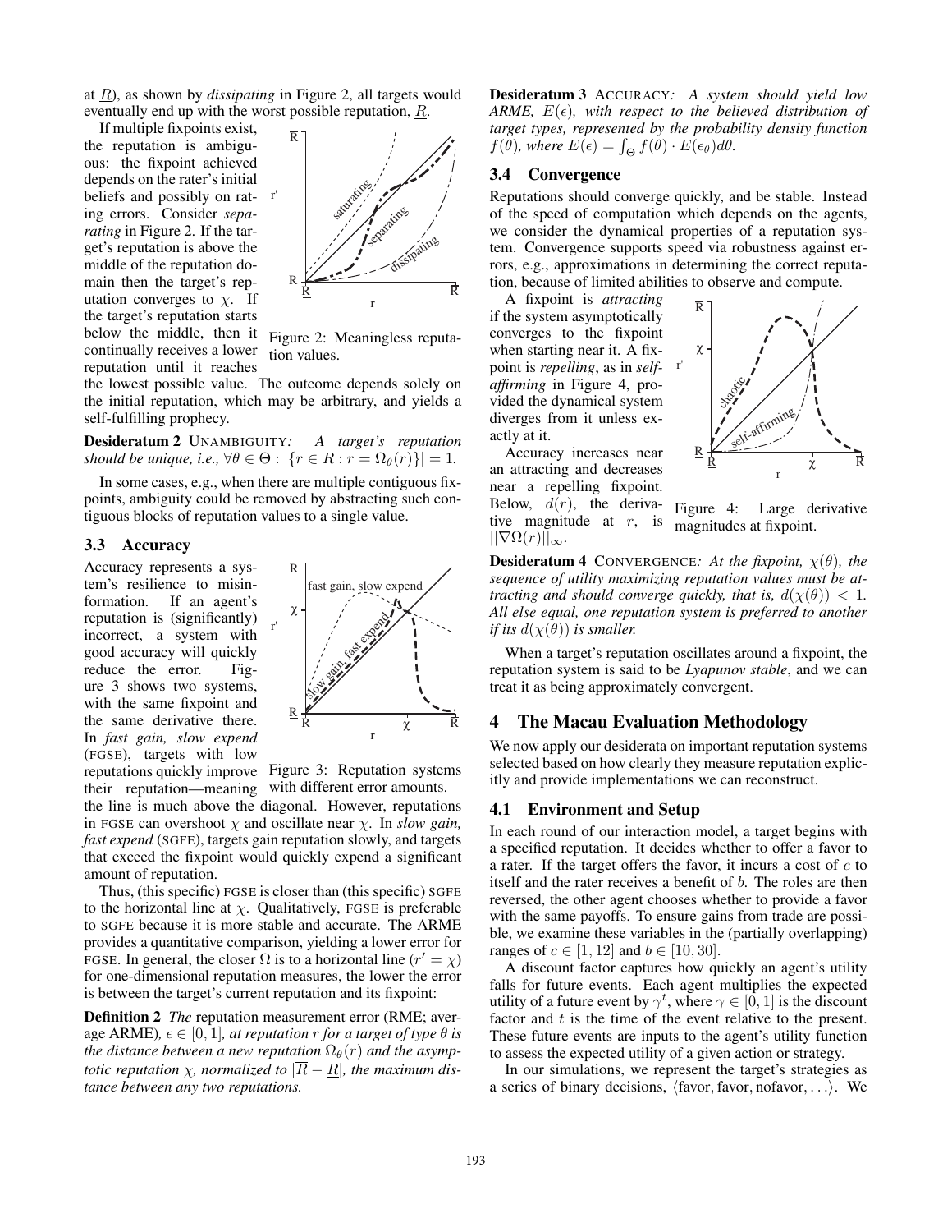at $\underline{R}$), as shown by *dissipating* in Figure 2, all targets would eventually end up with the worst possible reputation, $\underline{R}$.

If multiple fixpoints exist, the reputation is ambiguous: the fixpoint achieved depends on the rater's initial beliefs and possibly on rating errors. Consider *separating* in Figure 2. If the target's reputation is above the middle of the reputation domain then the target's reputation converges to $\chi$. If the target's reputation starts below the middle, then it continually receives a lower reputation until it reaches the lowest possible value. The outcome depends solely on the initial reputation, which may be arbitrary, and yields a self-fulfilling prophecy.

Figure 2: Meaningless reputation values.

**Desideratum 2** UNAMBIGUITY*: A target's reputation should be unique, i.e.,* $\forall \theta \in \Theta : |\{r \in R : r = \Omega_\theta(r)\}| = 1$.

In some cases, e.g., when there are multiple contiguous fixpoints, ambiguity could be removed by abstracting such contiguous blocks of reputation values to a single value.

### 3.3 Accuracy

Accuracy represents a system's resilience to misinformation. If an agent's reputation is (significantly) incorrect, a system with good accuracy will quickly reduce the error. Figure 3 shows two systems, with the same fixpoint and the same derivative there. In *fast gain, slow expend* (FGSE), targets with low reputations quickly improve their reputation—meaning the line is much above the diagonal. However, reputations in FGSE can overshoot $\chi$ and oscillate near $\chi$. In *slow gain, fast expend* (SGFE), targets gain reputation slowly, and targets that exceed the fixpoint would quickly expend a significant amount of reputation.

Figure 3: Reputation systems with different error amounts.

Thus, (this specific) FGSE is closer than (this specific) SGFE to the horizontal line at $\chi$. Qualitatively, FGSE is preferable to SGFE because it is more stable and accurate. The ARME provides a quantitative comparison, yielding a lower error for FGSE. In general, the closer $\Omega$ is to a horizontal line ($r' = \chi$) for one-dimensional reputation measures, the lower the error is between the target's current reputation and its fixpoint:

**Definition 2** *The* reputation measurement error (RME; average ARME)*,* $\epsilon \in [0, 1]$*, at reputation* $r$ *for a target of type* $\theta$ *is the distance between a new reputation* $\Omega_\theta(r)$ *and the asymptotic reputation* $\chi$*, normalized to* $|\overline{R} - \underline{R}|$*, the maximum distance between any two reputations.*

**Desideratum 3** ACCURACY*: A system should yield low ARME,* $E(\epsilon)$*, with respect to the believed distribution of target types, represented by the probability density function* $f(\theta)$*, where* $E(\epsilon) = \int_\Theta f(\theta) \cdot E(\epsilon_\theta) d\theta$.

### 3.4 Convergence

Reputations should converge quickly, and be stable. Instead of the speed of computation which depends on the agents, we consider the dynamical properties of a reputation system. Convergence supports speed via robustness against errors, e.g., approximations in determining the correct reputation, because of limited abilities to observe and compute.

A fixpoint is *attracting* if the system asymptotically converges to the fixpoint when starting near it. A fixpoint is *repelling*, as in *self-affirming* in Figure 4, provided the dynamical system diverges from it unless exactly at it.

Accuracy increases near an attracting and decreases near a repelling fixpoint. Below, $d(r)$, the derivative magnitude at $r$, is $||\nabla\Omega(r)||_\infty$.

Figure 4: Large derivative magnitudes at fixpoint.

**Desideratum 4** CONVERGENCE*: At the fixpoint,* $\chi(\theta)$*, the sequence of utility maximizing reputation values must be attracting and should converge quickly, that is,* $d(\chi(\theta)) < 1$*. All else equal, one reputation system is preferred to another if its* $d(\chi(\theta))$ *is smaller.*

When a target's reputation oscillates around a fixpoint, the reputation system is said to be *Lyapunov stable*, and we can treat it as being approximately convergent.

## 4 The Macau Evaluation Methodology

We now apply our desiderata on important reputation systems selected based on how clearly they measure reputation explicitly and provide implementations we can reconstruct.

### 4.1 Environment and Setup

In each round of our interaction model, a target begins with a specified reputation. It decides whether to offer a favor to a rater. If the target offers the favor, it incurs a cost of $c$ to itself and the rater receives a benefit of $b$. The roles are then reversed, the other agent chooses whether to provide a favor with the same payoffs. To ensure gains from trade are possible, we examine these variables in the (partially overlapping) ranges of $c \in [1, 12]$ and $b \in [10, 30]$.

A discount factor captures how quickly an agent's utility falls for future events. Each agent multiplies the expected utility of a future event by $\gamma^t$, where $\gamma \in [0, 1]$ is the discount factor and $t$ is the time of the event relative to the present. These future events are inputs to the agent's utility function to assess the expected utility of a given action or strategy.

In our simulations, we represent the target's strategies as a series of binary decisions, $\langle \text{favor}, \text{favor}, \text{nofavor}, \ldots \rangle$. We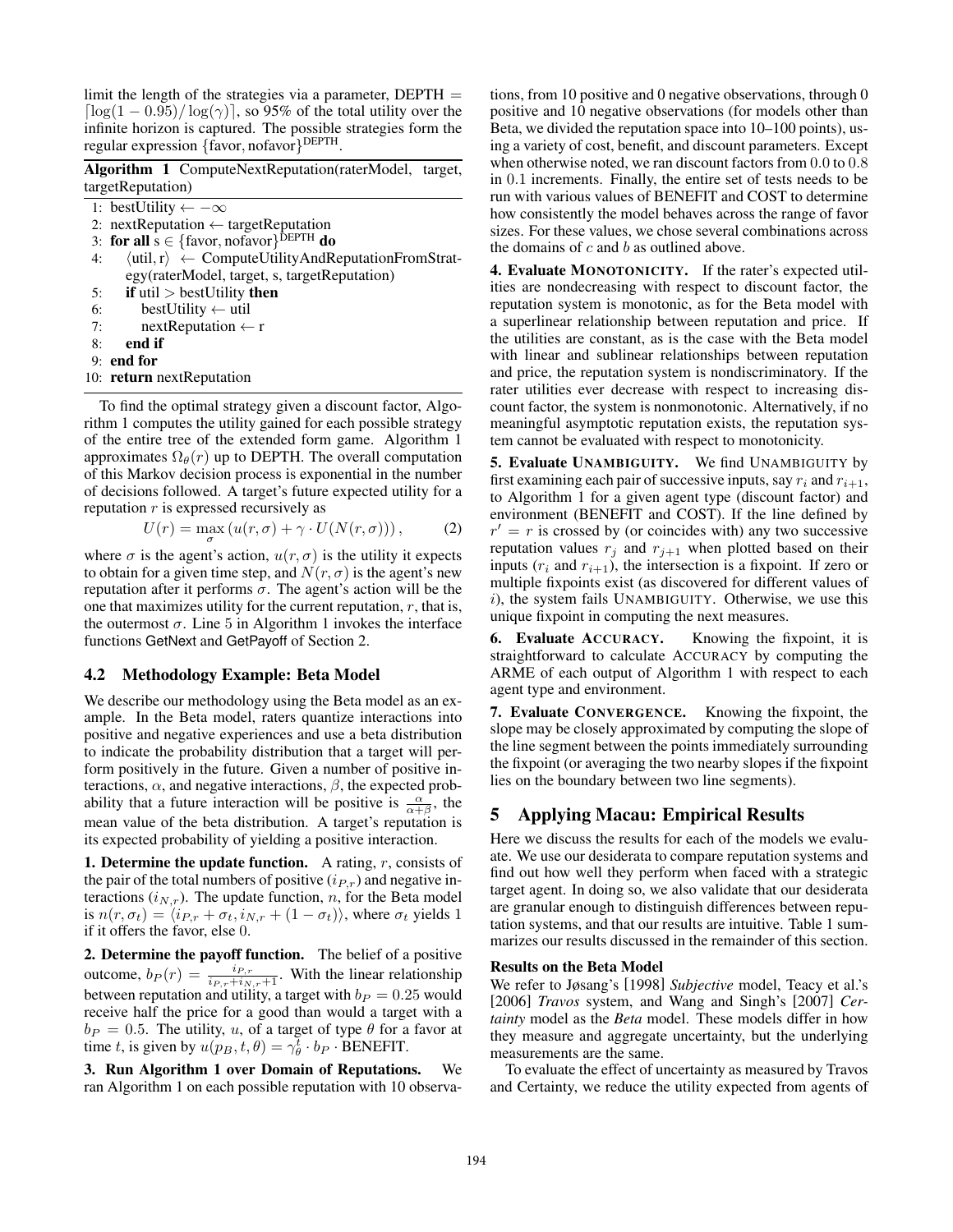limit the length of the strategies via a parameter, DEPTH = $\lceil \log(1 - 0.95)/\log(\gamma) \rceil$, so 95% of the total utility over the infinite horizon is captured. The possible strategies form the regular expression $\{\text{favor}, \text{nofavor}\}^{\text{DEPTH}}$.

**Algorithm 1** ComputeNextReputation(raterModel, target, targetReputation)

```
1: bestUtility ← −∞
2: nextReputation ← targetReputation
3: for all s ∈ {favor, nofavor}^DEPTH do
4:    ⟨util, r⟩ ← ComputeUtilityAndReputationFromStrategy(raterModel, target, s, targetReputation)
5:    if util > bestUtility then
6:       bestUtility ← util
7:       nextReputation ← r
8:    end if
9: end for
10: return nextReputation
```

To find the optimal strategy given a discount factor, Algorithm 1 computes the utility gained for each possible strategy of the entire tree of the extended form game. Algorithm 1 approximates $\Omega_\theta(r)$ up to DEPTH. The overall computation of this Markov decision process is exponential in the number of decisions followed. A target's future expected utility for a reputation $r$ is expressed recursively as

$$U(r) = \max_{\sigma} \left( u(r, \sigma) + \gamma \cdot U(N(r, \sigma)) \right), \qquad (2)$$

where $\sigma$ is the agent's action, $u(r, \sigma)$ is the utility it expects to obtain for a given time step, and $N(r, \sigma)$ is the agent's new reputation after it performs $\sigma$. The agent's action will be the one that maximizes utility for the current reputation, $r$, that is, the outermost $\sigma$. Line 5 in Algorithm 1 invokes the interface functions GetNext and GetPayoff of Section 2.

## 4.2 Methodology Example: Beta Model

We describe our methodology using the Beta model as an example. In the Beta model, raters quantize interactions into positive and negative experiences and use a beta distribution to indicate the probability distribution that a target will perform positively in the future. Given a number of positive interactions, $\alpha$, and negative interactions, $\beta$, the expected probability that a future interaction will be positive is $\frac{\alpha}{\alpha+\beta}$, the mean value of the beta distribution. A target's reputation is its expected probability of yielding a positive interaction.

**1. Determine the update function.** A rating, $r$, consists of the pair of the total numbers of positive ($i_{P,r}$) and negative interactions ($i_{N,r}$). The update function, $n$, for the Beta model is $n(r, \sigma_t) = \langle i_{P,r} + \sigma_t, i_{N,r} + (1 - \sigma_t) \rangle$, where $\sigma_t$ yields 1 if it offers the favor, else 0.

**2. Determine the payoff function.** The belief of a positive outcome, $b_P(r) = \frac{i_{P,r}}{i_{P,r}+i_{N,r}+1}$. With the linear relationship between reputation and utility, a target with $b_P = 0.25$ would receive half the price for a good than would a target with a $b_P = 0.5$. The utility, $u$, of a target of type $\theta$ for a favor at time $t$, is given by $u(p_B, t, \theta) = \gamma_\theta^t \cdot b_P \cdot \text{BENEFIT}$.

**3. Run Algorithm 1 over Domain of Reputations.** We ran Algorithm 1 on each possible reputation with 10 observations, from 10 positive and 0 negative observations, through 0 positive and 10 negative observations (for models other than Beta, we divided the reputation space into 10–100 points), using a variety of cost, benefit, and discount parameters. Except when otherwise noted, we ran discount factors from 0.0 to 0.8 in 0.1 increments. Finally, the entire set of tests needs to be run with various values of BENEFIT and COST to determine how consistently the model behaves across the range of favor sizes. For these values, we chose several combinations across the domains of $c$ and $b$ as outlined above.

**4. Evaluate MONOTONICITY.** If the rater's expected utilities are nondecreasing with respect to discount factor, the reputation system is monotonic, as for the Beta model with a superlinear relationship between reputation and price. If the utilities are constant, as is the case with the Beta model with linear and sublinear relationships between reputation and price, the reputation system is nondiscriminatory. If the rater utilities ever decrease with respect to increasing discount factor, the system is nonmonotonic. Alternatively, if no meaningful asymptotic reputation exists, the reputation system cannot be evaluated with respect to monotonicity.

**5. Evaluate UNAMBIGUITY.** We find UNAMBIGUITY by first examining each pair of successive inputs, say $r_i$ and $r_{i+1}$, to Algorithm 1 for a given agent type (discount factor) and environment (BENEFIT and COST). If the line defined by $r' = r$ is crossed by (or coincides with) any two successive reputation values $r_j$ and $r_{j+1}$ when plotted based on their inputs ($r_i$ and $r_{i+1}$), the intersection is a fixpoint. If zero or multiple fixpoints exist (as discovered for different values of $i$), the system fails UNAMBIGUITY. Otherwise, we use this unique fixpoint in computing the next measures.

**6. Evaluate ACCURACY.** Knowing the fixpoint, it is straightforward to calculate ACCURACY by computing the ARME of each output of Algorithm 1 with respect to each agent type and environment.

**7. Evaluate CONVERGENCE.** Knowing the fixpoint, the slope may be closely approximated by computing the slope of the line segment between the points immediately surrounding the fixpoint (or averaging the two nearby slopes if the fixpoint lies on the boundary between two line segments).

# 5 Applying Macau: Empirical Results

Here we discuss the results for each of the models we evaluate. We use our desiderata to compare reputation systems and find out how well they perform when faced with a strategic target agent. In doing so, we also validate that our desiderata are granular enough to distinguish differences between reputation systems, and that our results are intuitive. Table 1 summarizes our results discussed in the remainder of this section.

### Results on the Beta Model

We refer to Jøsang's [1998] *Subjective* model, Teacy et al.'s [2006] *Travos* system, and Wang and Singh's [2007] *Certainty* model as the *Beta* model. These models differ in how they measure and aggregate uncertainty, but the underlying measurements are the same.

To evaluate the effect of uncertainty as measured by Travos and Certainty, we reduce the utility expected from agents of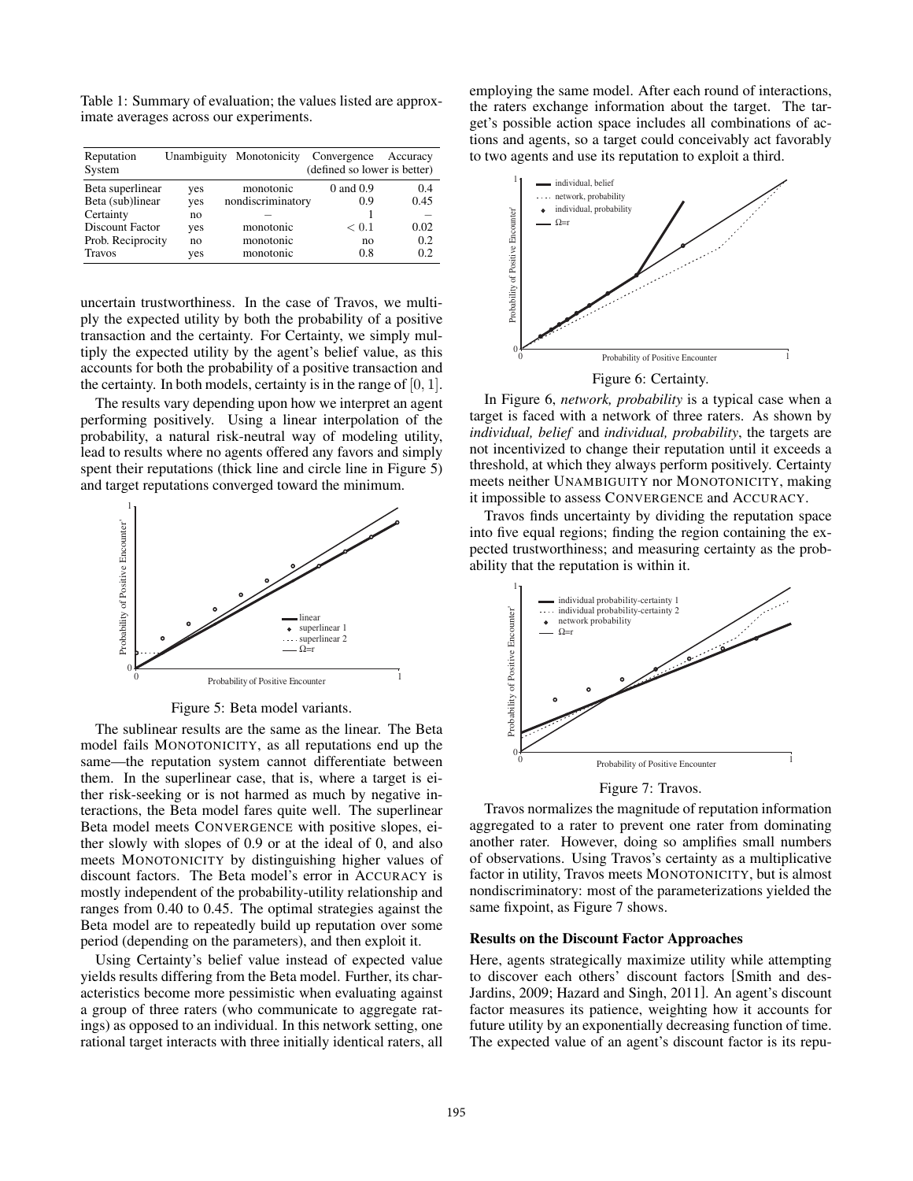Table 1: Summary of evaluation; the values listed are approximate averages across our experiments.

| Reputation System | Unambiguity | Monotonicity | Convergence | Accuracy |
|---|---|---|---|---|
| | | | (defined so lower is better) | |
| Beta superlinear | yes | monotonic | 0 and 0.9 | 0.4 |
| Beta (sub)linear | yes | nondiscriminatory | 0.9 | 0.45 |
| Certainty | no | – | 1 | – |
| Discount Factor | yes | monotonic | $< 0.1$ | 0.02 |
| Prob. Reciprocity | no | monotonic | no | 0.2 |
| Travos | yes | monotonic | 0.8 | 0.2 |

uncertain trustworthiness. In the case of Travos, we multiply the expected utility by both the probability of a positive transaction and the certainty. For Certainty, we simply multiply the expected utility by the agent's belief value, as this accounts for both the probability of a positive transaction and the certainty. In both models, certainty is in the range of $[0, 1]$.

The results vary depending upon how we interpret an agent performing positively. Using a linear interpolation of the probability, a natural risk-neutral way of modeling utility, lead to results where no agents offered any favors and simply spent their reputations (thick line and circle line in Figure 5) and target reputations converged toward the minimum.

Figure 5: Beta model variants.

The sublinear results are the same as the linear. The Beta model fails MONOTONICITY, as all reputations end up the same—the reputation system cannot differentiate between them. In the superlinear case, that is, where a target is either risk-seeking or is not harmed as much by negative interactions, the Beta model fares quite well. The superlinear Beta model meets CONVERGENCE with positive slopes, either slowly with slopes of 0.9 or at the ideal of 0, and also meets MONOTONICITY by distinguishing higher values of discount factors. The Beta model's error in ACCURACY is mostly independent of the probability-utility relationship and ranges from 0.40 to 0.45. The optimal strategies against the Beta model are to repeatedly build up reputation over some period (depending on the parameters), and then exploit it.

Using Certainty's belief value instead of expected value yields results differing from the Beta model. Further, its characteristics become more pessimistic when evaluating against a group of three raters (who communicate to aggregate ratings) as opposed to an individual. In this network setting, one rational target interacts with three initially identical raters, all employing the same model. After each round of interactions, the raters exchange information about the target. The target's possible action space includes all combinations of actions and agents, so a target could conceivably act favorably to two agents and use its reputation to exploit a third.

Figure 6: Certainty.

In Figure 6, *network, probability* is a typical case when a target is faced with a network of three raters. As shown by *individual, belief* and *individual, probability*, the targets are not incentivized to change their reputation until it exceeds a threshold, at which they always perform positively. Certainty meets neither UNAMBIGUITY nor MONOTONICITY, making it impossible to assess CONVERGENCE and ACCURACY.

Travos finds uncertainty by dividing the reputation space into five equal regions; finding the region containing the expected trustworthiness; and measuring certainty as the probability that the reputation is within it.

Figure 7: Travos.

Travos normalizes the magnitude of reputation information aggregated to a rater to prevent one rater from dominating another rater. However, doing so amplifies small numbers of observations. Using Travos's certainty as a multiplicative factor in utility, Travos meets MONOTONICITY, but is almost nondiscriminatory: most of the parameterizations yielded the same fixpoint, as Figure 7 shows.

### Results on the Discount Factor Approaches

Here, agents strategically maximize utility while attempting to discover each others' discount factors [Smith and desJardins, 2009; Hazard and Singh, 2011]. An agent's discount factor measures its patience, weighting how it accounts for future utility by an exponentially decreasing function of time. The expected value of an agent's discount factor is its repu-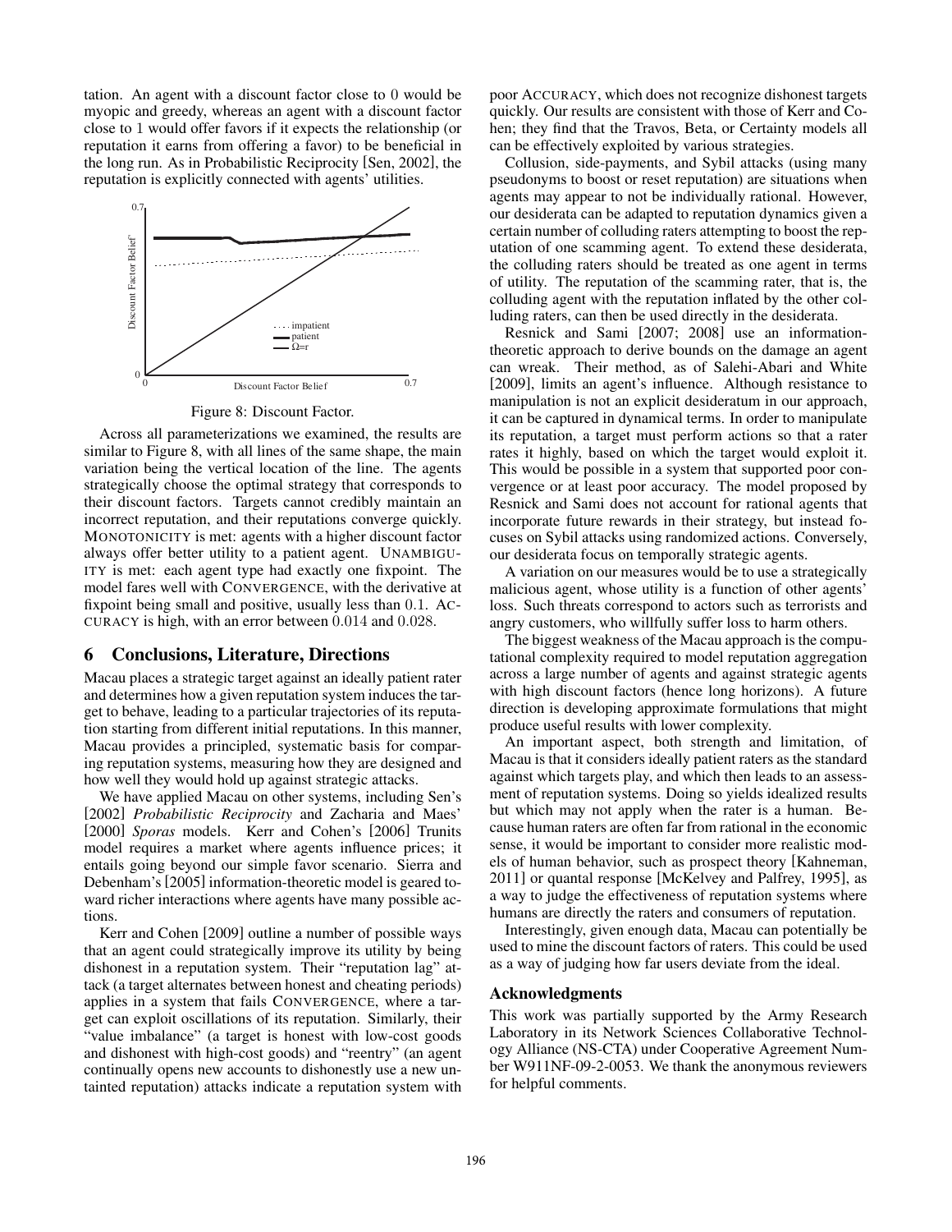tation. An agent with a discount factor close to 0 would be myopic and greedy, whereas an agent with a discount factor close to 1 would offer favors if it expects the relationship (or reputation it earns from offering a favor) to be beneficial in the long run. As in Probabilistic Reciprocity [Sen, 2002], the reputation is explicitly connected with agents' utilities.

Figure 8: Discount Factor.

Across all parameterizations we examined, the results are similar to Figure 8, with all lines of the same shape, the main variation being the vertical location of the line. The agents strategically choose the optimal strategy that corresponds to their discount factors. Targets cannot credibly maintain an incorrect reputation, and their reputations converge quickly. MONOTONICITY is met: agents with a higher discount factor always offer better utility to a patient agent. UNAMBIGUITY is met: each agent type had exactly one fixpoint. The model fares well with CONVERGENCE, with the derivative at fixpoint being small and positive, usually less than 0.1. ACCURACY is high, with an error between 0.014 and 0.028.

## 6 Conclusions, Literature, Directions

Macau places a strategic target against an ideally patient rater and determines how a given reputation system induces the target to behave, leading to a particular trajectories of its reputation starting from different initial reputations. In this manner, Macau provides a principled, systematic basis for comparing reputation systems, measuring how they are designed and how well they would hold up against strategic attacks.

We have applied Macau on other systems, including Sen's [2002] *Probabilistic Reciprocity* and Zacharia and Maes' [2000] *Sporas* models. Kerr and Cohen's [2006] Trunits model requires a market where agents influence prices; it entails going beyond our simple favor scenario. Sierra and Debenham's [2005] information-theoretic model is geared toward richer interactions where agents have many possible actions.

Kerr and Cohen [2009] outline a number of possible ways that an agent could strategically improve its utility by being dishonest in a reputation system. Their "reputation lag" attack (a target alternates between honest and cheating periods) applies in a system that fails CONVERGENCE, where a target can exploit oscillations of its reputation. Similarly, their "value imbalance" (a target is honest with low-cost goods and dishonest with high-cost goods) and "reentry" (an agent continually opens new accounts to dishonestly use a new untainted reputation) attacks indicate a reputation system with poor ACCURACY, which does not recognize dishonest targets quickly. Our results are consistent with those of Kerr and Cohen; they find that the Travos, Beta, or Certainty models all can be effectively exploited by various strategies.

Collusion, side-payments, and Sybil attacks (using many pseudonyms to boost or reset reputation) are situations when agents may appear to not be individually rational. However, our desiderata can be adapted to reputation dynamics given a certain number of colluding raters attempting to boost the reputation of one scamming agent. To extend these desiderata, the colluding raters should be treated as one agent in terms of utility. The reputation of the scamming rater, that is, the colluding agent with the reputation inflated by the other colluding raters, can then be used directly in the desiderata.

Resnick and Sami [2007; 2008] use an information-theoretic approach to derive bounds on the damage an agent can wreak. Their method, as of Salehi-Abari and White [2009], limits an agent's influence. Although resistance to manipulation is not an explicit desideratum in our approach, it can be captured in dynamical terms. In order to manipulate its reputation, a target must perform actions so that a rater rates it highly, based on which the target would exploit it. This would be possible in a system that supported poor convergence or at least poor accuracy. The model proposed by Resnick and Sami does not account for rational agents that incorporate future rewards in their strategy, but instead focuses on Sybil attacks using randomized actions. Conversely, our desiderata focus on temporally strategic agents.

A variation on our measures would be to use a strategically malicious agent, whose utility is a function of other agents' loss. Such threats correspond to actors such as terrorists and angry customers, who willfully suffer loss to harm others.

The biggest weakness of the Macau approach is the computational complexity required to model reputation aggregation across a large number of agents and against strategic agents with high discount factors (hence long horizons). A future direction is developing approximate formulations that might produce useful results with lower complexity.

An important aspect, both strength and limitation, of Macau is that it considers ideally patient raters as the standard against which targets play, and which then leads to an assessment of reputation systems. Doing so yields idealized results but which may not apply when the rater is a human. Because human raters are often far from rational in the economic sense, it would be important to consider more realistic models of human behavior, such as prospect theory [Kahneman, 2011] or quantal response [McKelvey and Palfrey, 1995], as a way to judge the effectiveness of reputation systems where humans are directly the raters and consumers of reputation.

Interestingly, given enough data, Macau can potentially be used to mine the discount factors of raters. This could be used as a way of judging how far users deviate from the ideal.

### Acknowledgments

This work was partially supported by the Army Research Laboratory in its Network Sciences Collaborative Technology Alliance (NS-CTA) under Cooperative Agreement Number W911NF-09-2-0053. We thank the anonymous reviewers for helpful comments.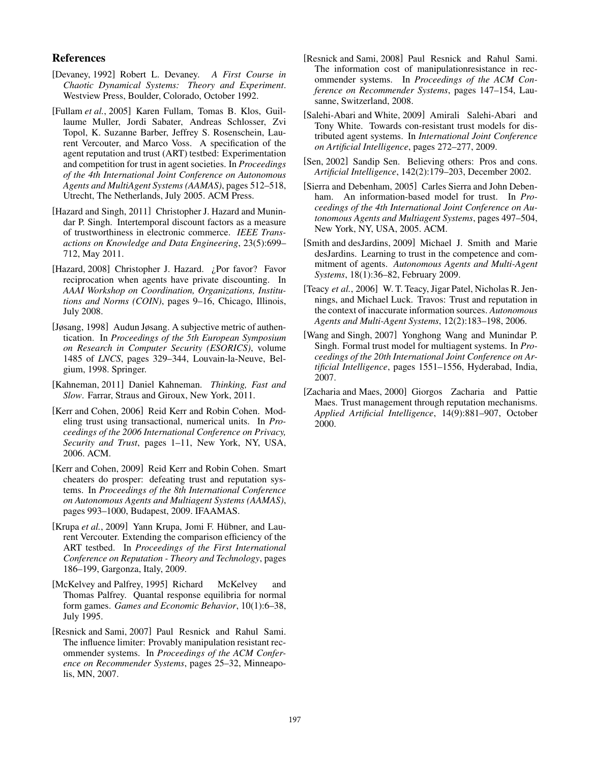## References

[Devaney, 1992] Robert L. Devaney. *A First Course in Chaotic Dynamical Systems: Theory and Experiment*. Westview Press, Boulder, Colorado, October 1992.

[Fullam *et al.*, 2005] Karen Fullam, Tomas B. Klos, Guillaume Muller, Jordi Sabater, Andreas Schlosser, Zvi Topol, K. Suzanne Barber, Jeffrey S. Rosenschein, Laurent Vercouter, and Marco Voss. A specification of the agent reputation and trust (ART) testbed: Experimentation and competition for trust in agent societies. In *Proceedings of the 4th International Joint Conference on Autonomous Agents and MultiAgent Systems (AAMAS)*, pages 512–518, Utrecht, The Netherlands, July 2005. ACM Press.

[Hazard and Singh, 2011] Christopher J. Hazard and Munindar P. Singh. Intertemporal discount factors as a measure of trustworthiness in electronic commerce. *IEEE Transactions on Knowledge and Data Engineering*, 23(5):699–712, May 2011.

[Hazard, 2008] Christopher J. Hazard. ¿Por favor? Favor reciprocation when agents have private discounting. In *AAAI Workshop on Coordination, Organizations, Institutions and Norms (COIN)*, pages 9–16, Chicago, Illinois, July 2008.

[Jøsang, 1998] Audun Jøsang. A subjective metric of authentication. In *Proceedings of the 5th European Symposium on Research in Computer Security (ESORICS)*, volume 1485 of *LNCS*, pages 329–344, Louvain-la-Neuve, Belgium, 1998. Springer.

[Kahneman, 2011] Daniel Kahneman. *Thinking, Fast and Slow*. Farrar, Straus and Giroux, New York, 2011.

[Kerr and Cohen, 2006] Reid Kerr and Robin Cohen. Modeling trust using transactional, numerical units. In *Proceedings of the 2006 International Conference on Privacy, Security and Trust*, pages 1–11, New York, NY, USA, 2006. ACM.

[Kerr and Cohen, 2009] Reid Kerr and Robin Cohen. Smart cheaters do prosper: defeating trust and reputation systems. In *Proceedings of the 8th International Conference on Autonomous Agents and Multiagent Systems (AAMAS)*, pages 993–1000, Budapest, 2009. IFAAMAS.

[Krupa *et al.*, 2009] Yann Krupa, Jomi F. Hübner, and Laurent Vercouter. Extending the comparison efficiency of the ART testbed. In *Proceedings of the First International Conference on Reputation - Theory and Technology*, pages 186–199, Gargonza, Italy, 2009.

[McKelvey and Palfrey, 1995] Richard McKelvey and Thomas Palfrey. Quantal response equilibria for normal form games. *Games and Economic Behavior*, 10(1):6–38, July 1995.

[Resnick and Sami, 2007] Paul Resnick and Rahul Sami. The influence limiter: Provably manipulation resistant recommender systems. In *Proceedings of the ACM Conference on Recommender Systems*, pages 25–32, Minneapolis, MN, 2007.

[Resnick and Sami, 2008] Paul Resnick and Rahul Sami. The information cost of manipulationresistance in recommender systems. In *Proceedings of the ACM Conference on Recommender Systems*, pages 147–154, Lausanne, Switzerland, 2008.

[Salehi-Abari and White, 2009] Amirali Salehi-Abari and Tony White. Towards con-resistant trust models for distributed agent systems. In *International Joint Conference on Artificial Intelligence*, pages 272–277, 2009.

[Sen, 2002] Sandip Sen. Believing others: Pros and cons. *Artificial Intelligence*, 142(2):179–203, December 2002.

[Sierra and Debenham, 2005] Carles Sierra and John Debenham. An information-based model for trust. In *Proceedings of the 4th International Joint Conference on Autonomous Agents and Multiagent Systems*, pages 497–504, New York, NY, USA, 2005. ACM.

[Smith and desJardins, 2009] Michael J. Smith and Marie desJardins. Learning to trust in the competence and commitment of agents. *Autonomous Agents and Multi-Agent Systems*, 18(1):36–82, February 2009.

[Teacy *et al.*, 2006] W. T. Teacy, Jigar Patel, Nicholas R. Jennings, and Michael Luck. Travos: Trust and reputation in the context of inaccurate information sources. *Autonomous Agents and Multi-Agent Systems*, 12(2):183–198, 2006.

[Wang and Singh, 2007] Yonghong Wang and Munindar P. Singh. Formal trust model for multiagent systems. In *Proceedings of the 20th International Joint Conference on Artificial Intelligence*, pages 1551–1556, Hyderabad, India, 2007.

[Zacharia and Maes, 2000] Giorgos Zacharia and Pattie Maes. Trust management through reputation mechanisms. *Applied Artificial Intelligence*, 14(9):881–907, October 2000.